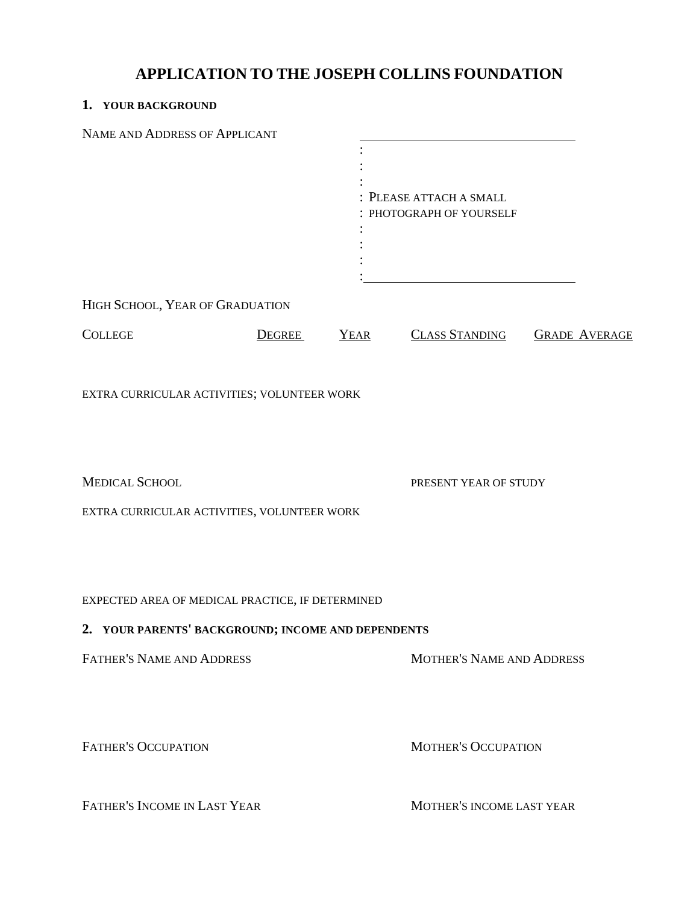# APPLICATION TO THE JOSEPH COLLINS FOUNDATION

## 1. YOUR BACKGROUND

NAME AND ADDRESS OF APPLICANT

PLEASE ATTACH A SMALL PHOTOGRAPH OF YOURSELF

HIGH SCHOOL, YEAR OF GRADUATION

| COLLEGE | DEGREE | YEAR | CLASS STANDING | GRADE AVERAGE |
|---|---|---|---|---|

EXTRA CURRICULAR ACTIVITIES; VOLUNTEER WORK

MEDICAL SCHOOL

PRESENT YEAR OF STUDY

EXTRA CURRICULAR ACTIVITIES, VOLUNTEER WORK

EXPECTED AREA OF MEDICAL PRACTICE, IF DETERMINED

## 2. YOUR PARENTS' BACKGROUND; INCOME AND DEPENDENTS

FATHER'S NAME AND ADDRESS

MOTHER'S NAME AND ADDRESS

FATHER'S OCCUPATION

MOTHER'S OCCUPATION

FATHER'S INCOME IN LAST YEAR

MOTHER'S INCOME LAST YEAR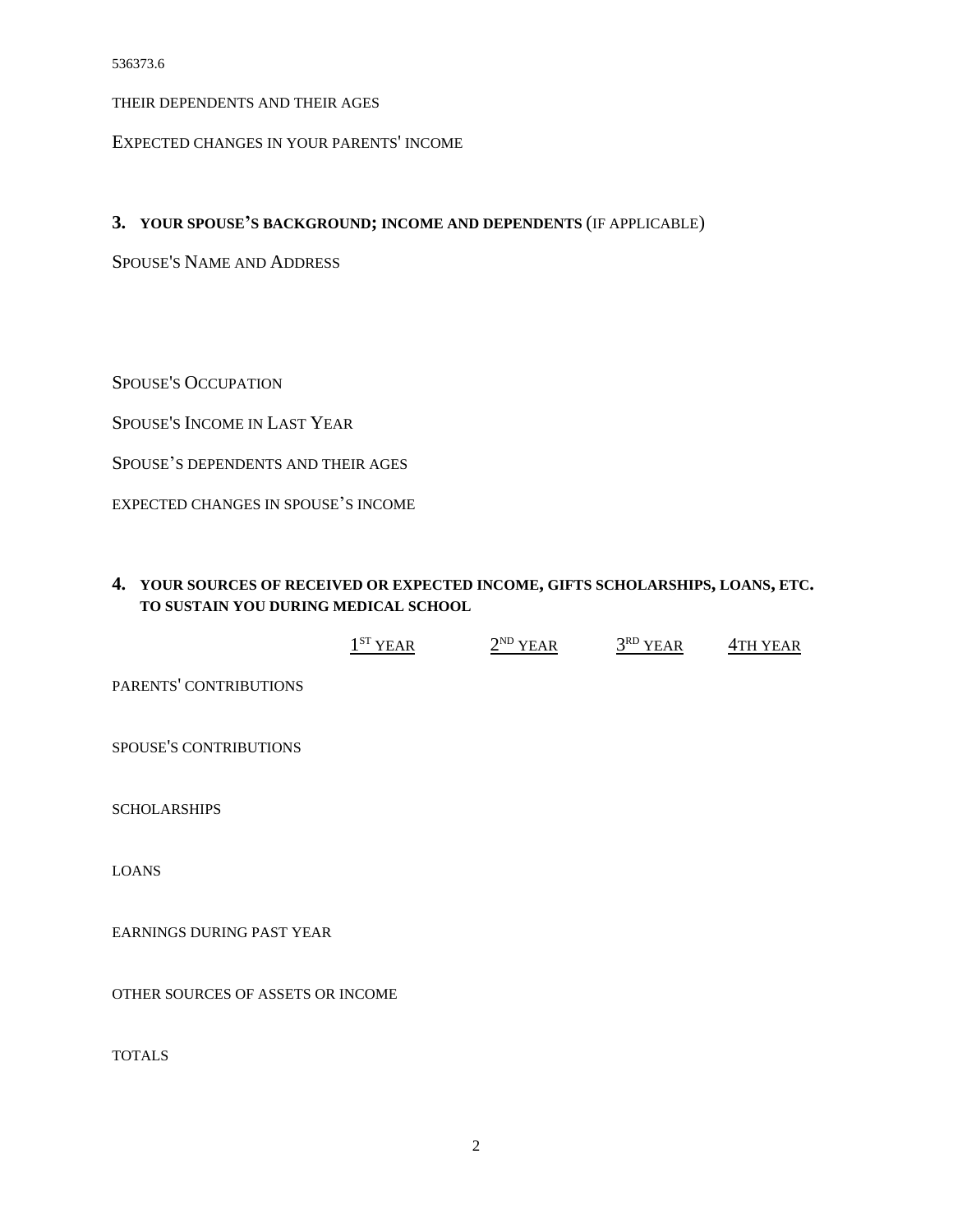THEIR DEPENDENTS AND THEIR AGES

EXPECTED CHANGES IN YOUR PARENTS' INCOME

## 3. YOUR SPOUSE'S BACKGROUND; INCOME AND DEPENDENTS (IF APPLICABLE)

SPOUSE'S NAME AND ADDRESS

SPOUSE'S OCCUPATION

SPOUSE'S INCOME IN LAST YEAR

SPOUSE'S DEPENDENTS AND THEIR AGES

EXPECTED CHANGES IN SPOUSE'S INCOME

## 4. YOUR SOURCES OF RECEIVED OR EXPECTED INCOME, GIFTS SCHOLARSHIPS, LOANS, ETC. TO SUSTAIN YOU DURING MEDICAL SCHOOL

| | 1ST YEAR | 2ND YEAR | 3RD YEAR | 4TH YEAR |
| --- | --- | --- | --- | --- |
| PARENTS' CONTRIBUTIONS | | | | |
| SPOUSE'S CONTRIBUTIONS | | | | |
| SCHOLARSHIPS | | | | |
| LOANS | | | | |
| EARNINGS DURING PAST YEAR | | | | |
| OTHER SOURCES OF ASSETS OR INCOME | | | | |
| TOTALS | | | | |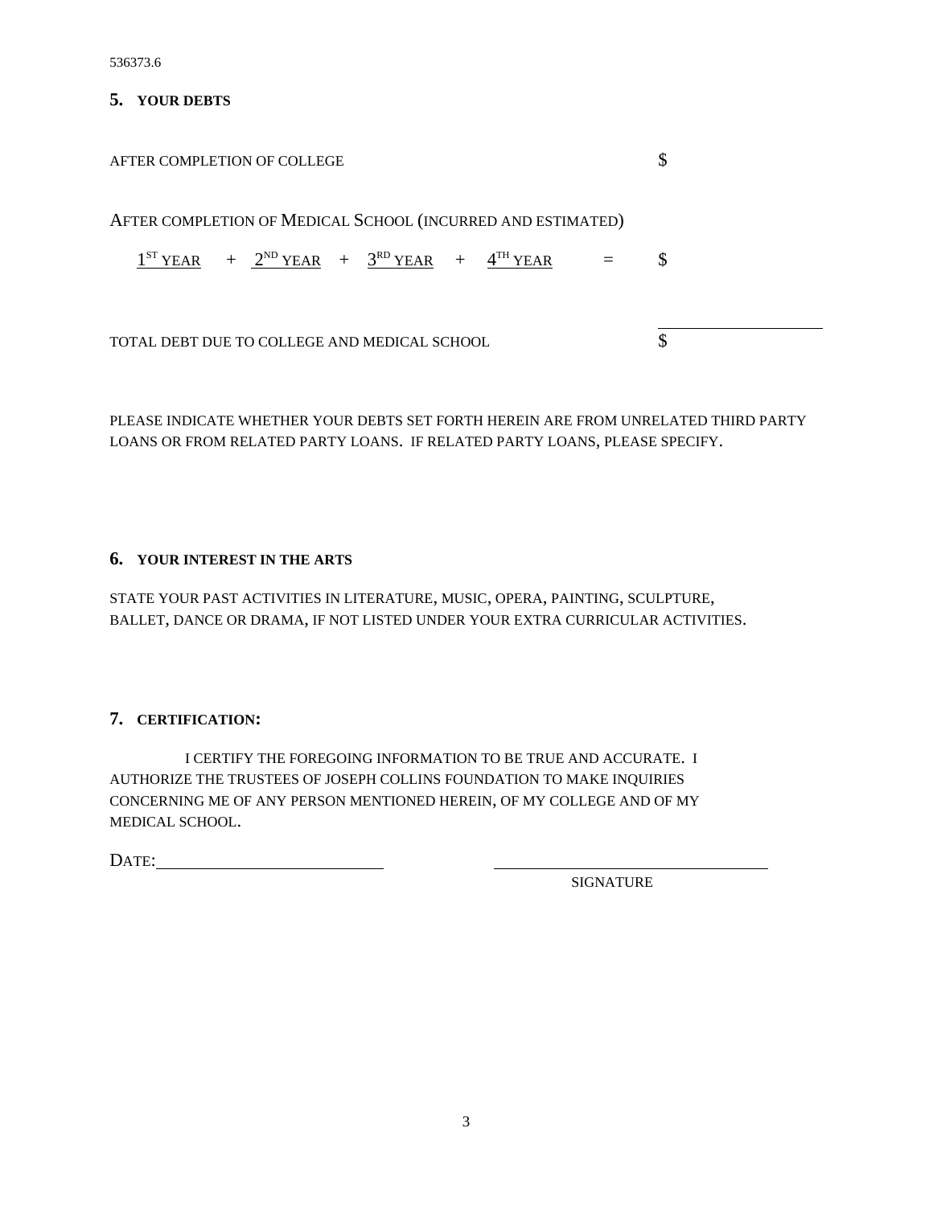536373.6

## 5. YOUR DEBTS

AFTER COMPLETION OF COLLEGE $

AFTER COMPLETION OF MEDICAL SCHOOL (INCURRED AND ESTIMATED)

1ST YEAR + 2ND YEAR + 3RD YEAR + 4TH YEAR = $

TOTAL DEBT DUE TO COLLEGE AND MEDICAL SCHOOL $

PLEASE INDICATE WHETHER YOUR DEBTS SET FORTH HEREIN ARE FROM UNRELATED THIRD PARTY LOANS OR FROM RELATED PARTY LOANS. IF RELATED PARTY LOANS, PLEASE SPECIFY.

## 6. YOUR INTEREST IN THE ARTS

STATE YOUR PAST ACTIVITIES IN LITERATURE, MUSIC, OPERA, PAINTING, SCULPTURE, BALLET, DANCE OR DRAMA, IF NOT LISTED UNDER YOUR EXTRA CURRICULAR ACTIVITIES.

## 7. CERTIFICATION:

I CERTIFY THE FOREGOING INFORMATION TO BE TRUE AND ACCURATE. I AUTHORIZE THE TRUSTEES OF JOSEPH COLLINS FOUNDATION TO MAKE INQUIRIES CONCERNING ME OF ANY PERSON MENTIONED HEREIN, OF MY COLLEGE AND OF MY MEDICAL SCHOOL.

DATE:________________________ ______________________________

SIGNATURE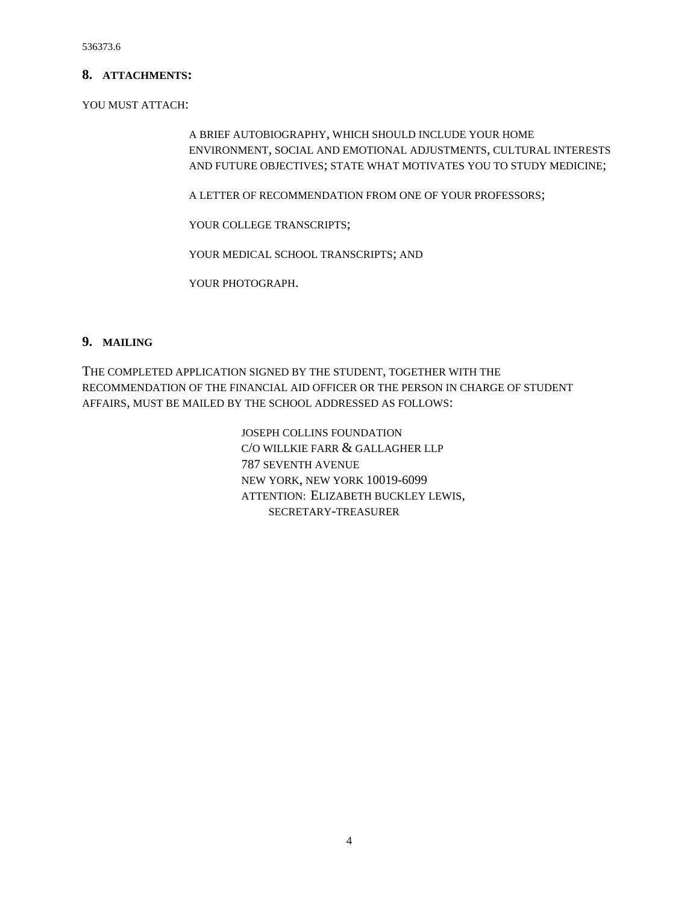## 8. ATTACHMENTS:

YOU MUST ATTACH:

> A BRIEF AUTOBIOGRAPHY, WHICH SHOULD INCLUDE YOUR HOME ENVIRONMENT, SOCIAL AND EMOTIONAL ADJUSTMENTS, CULTURAL INTERESTS AND FUTURE OBJECTIVES; STATE WHAT MOTIVATES YOU TO STUDY MEDICINE;
>
> A LETTER OF RECOMMENDATION FROM ONE OF YOUR PROFESSORS;
>
> YOUR COLLEGE TRANSCRIPTS;
>
> YOUR MEDICAL SCHOOL TRANSCRIPTS; AND
>
> YOUR PHOTOGRAPH.

## 9. MAILING

THE COMPLETED APPLICATION SIGNED BY THE STUDENT, TOGETHER WITH THE RECOMMENDATION OF THE FINANCIAL AID OFFICER OR THE PERSON IN CHARGE OF STUDENT AFFAIRS, MUST BE MAILED BY THE SCHOOL ADDRESSED AS FOLLOWS:

> JOSEPH COLLINS FOUNDATION
> C/O WILLKIE FARR & GALLAGHER LLP
> 787 SEVENTH AVENUE
> NEW YORK, NEW YORK 10019-6099
> ATTENTION: ELIZABETH BUCKLEY LEWIS,
> SECRETARY-TREASURER